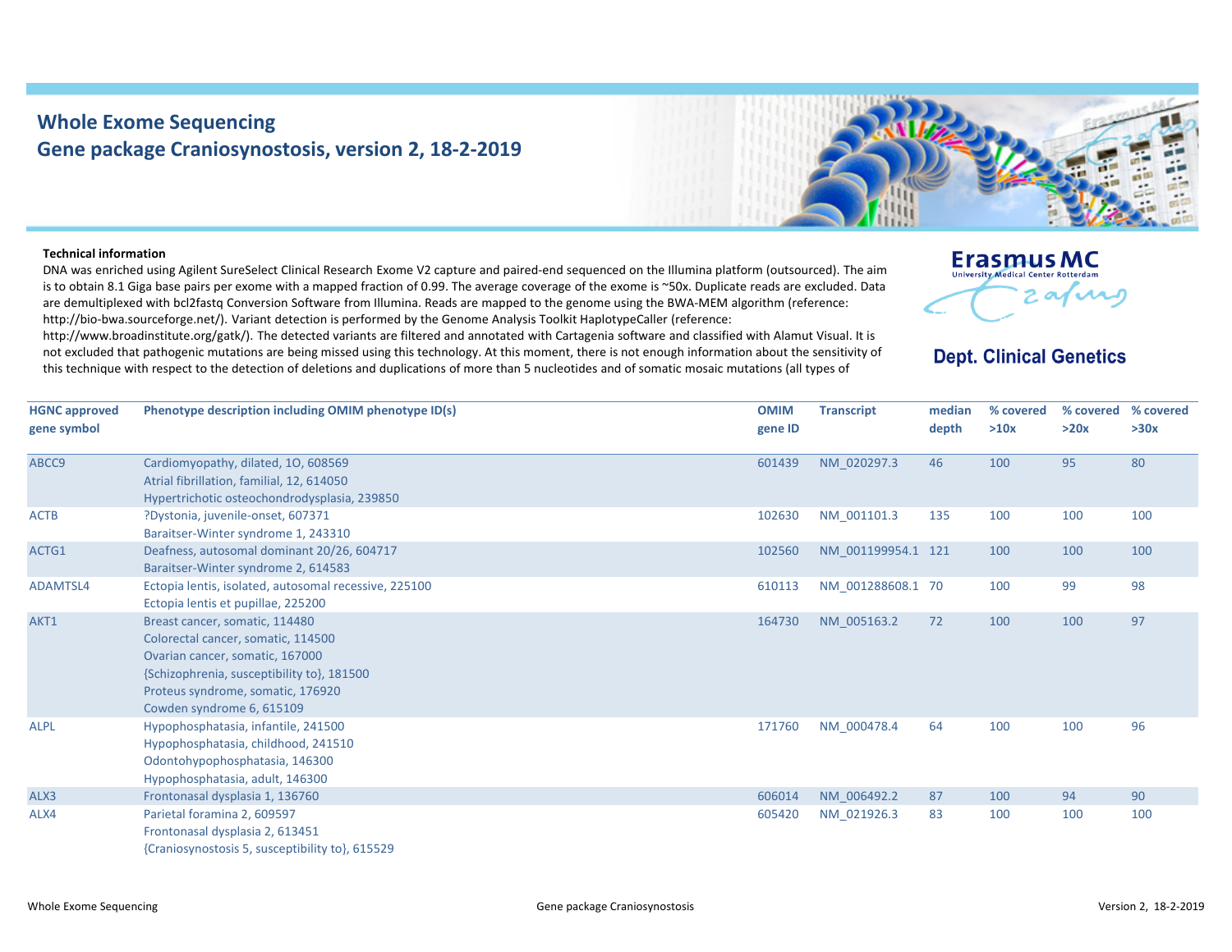# Whole Exome Sequencing
## Gene package Craniosynostosis, version 2, 18-2-2019

Erasmus MC
University Medical Center Rotterdam

**Dept. Clinical Genetics**

#### Technical information

DNA was enriched using Agilent SureSelect Clinical Research Exome V2 capture and paired-end sequenced on the Illumina platform (outsourced). The aim is to obtain 8.1 Giga base pairs per exome with a mapped fraction of 0.99. The average coverage of the exome is ~50x. Duplicate reads are excluded. Data are demultiplexed with bcl2fastq Conversion Software from Illumina. Reads are mapped to the genome using the BWA-MEM algorithm (reference: http://bio-bwa.sourceforge.net/). Variant detection is performed by the Genome Analysis Toolkit HaplotypeCaller (reference: http://www.broadinstitute.org/gatk/). The detected variants are filtered and annotated with Cartagenia software and classified with Alamut Visual. It is not excluded that pathogenic mutations are being missed using this technology. At this moment, there is not enough information about the sensitivity of this technique with respect to the detection of deletions and duplications of more than 5 nucleotides and of somatic mosaic mutations (all types of

| HGNC approved gene symbol | Phenotype description including OMIM phenotype ID(s) | OMIM gene ID | Transcript | median depth | % covered >10x | % covered >20x | % covered >30x |
|---|---|---|---|---|---|---|---|
| ABCC9 | Cardiomyopathy, dilated, 1O, 608569<br>Atrial fibrillation, familial, 12, 614050<br>Hypertrichotic osteochondrodysplasia, 239850 | 601439 | NM_020297.3 | 46 | 100 | 95 | 80 |
| ACTB | ?Dystonia, juvenile-onset, 607371<br>Baraitser-Winter syndrome 1, 243310 | 102630 | NM_001101.3 | 135 | 100 | 100 | 100 |
| ACTG1 | Deafness, autosomal dominant 20/26, 604717<br>Baraitser-Winter syndrome 2, 614583 | 102560 | NM_001199954.1 | 121 | 100 | 100 | 100 |
| ADAMTSL4 | Ectopia lentis, isolated, autosomal recessive, 225100<br>Ectopia lentis et pupillae, 225200 | 610113 | NM_001288608.1 | 70 | 100 | 99 | 98 |
| AKT1 | Breast cancer, somatic, 114480<br>Colorectal cancer, somatic, 114500<br>Ovarian cancer, somatic, 167000<br>{Schizophrenia, susceptibility to}, 181500<br>Proteus syndrome, somatic, 176920<br>Cowden syndrome 6, 615109 | 164730 | NM_005163.2 | 72 | 100 | 100 | 97 |
| ALPL | Hypophosphatasia, infantile, 241500<br>Hypophosphatasia, childhood, 241510<br>Odontohypophosphatasia, 146300<br>Hypophosphatasia, adult, 146300 | 171760 | NM_000478.4 | 64 | 100 | 100 | 96 |
| ALX3 | Frontonasal dysplasia 1, 136760 | 606014 | NM_006492.2 | 87 | 100 | 94 | 90 |
| ALX4 | Parietal foramina 2, 609597<br>Frontonasal dysplasia 2, 613451<br>{Craniosynostosis 5, susceptibility to}, 615529 | 605420 | NM_021926.3 | 83 | 100 | 100 | 100 |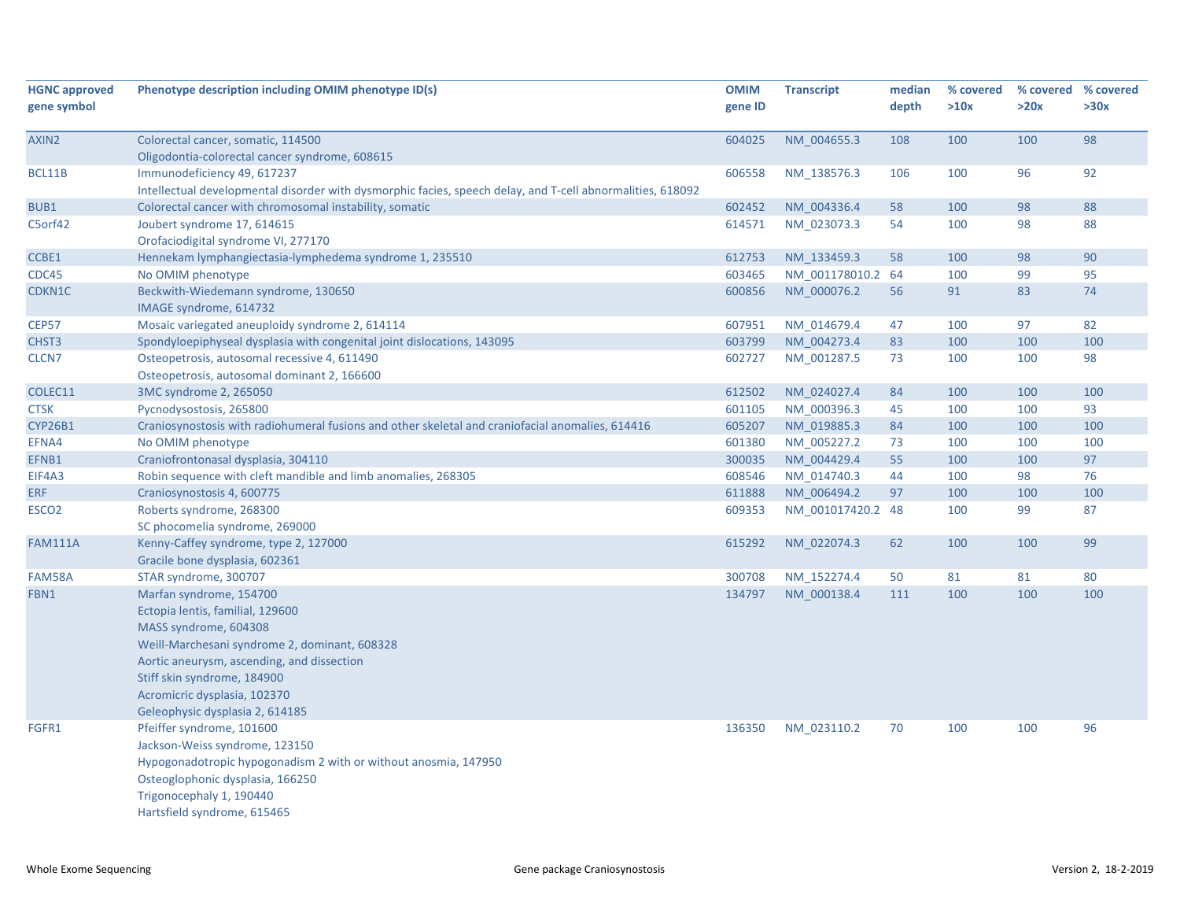| HGNC approved gene symbol | Phenotype description including OMIM phenotype ID(s) | OMIM gene ID | Transcript | median depth | % covered >10x | % covered >20x | % covered >30x |
|---|---|---|---|---|---|---|---|
| AXIN2 | Colorectal cancer, somatic, 114500<br>Oligodontia-colorectal cancer syndrome, 608615 | 604025 | NM_004655.3 | 108 | 100 | 100 | 98 |
| BCL11B | Immunodeficiency 49, 617237<br>Intellectual developmental disorder with dysmorphic facies, speech delay, and T-cell abnormalities, 618092 | 606558 | NM_138576.3 | 106 | 100 | 96 | 92 |
| BUB1 | Colorectal cancer with chromosomal instability, somatic | 602452 | NM_004336.4 | 58 | 100 | 98 | 88 |
| C5orf42 | Joubert syndrome 17, 614615<br>Orofaciodigital syndrome VI, 277170 | 614571 | NM_023073.3 | 54 | 100 | 98 | 88 |
| CCBE1 | Hennekam lymphangiectasia-lymphedema syndrome 1, 235510 | 612753 | NM_133459.3 | 58 | 100 | 98 | 90 |
| CDC45 | No OMIM phenotype | 603465 | NM_001178010.2 | 64 | 100 | 99 | 95 |
| CDKN1C | Beckwith-Wiedemann syndrome, 130650<br>IMAGE syndrome, 614732 | 600856 | NM_000076.2 | 56 | 91 | 83 | 74 |
| CEP57 | Mosaic variegated aneuploidy syndrome 2, 614114 | 607951 | NM_014679.4 | 47 | 100 | 97 | 82 |
| CHST3 | Spondyloepiphyseal dysplasia with congenital joint dislocations, 143095 | 603799 | NM_004273.4 | 83 | 100 | 100 | 100 |
| CLCN7 | Osteopetrosis, autosomal recessive 4, 611490<br>Osteopetrosis, autosomal dominant 2, 166600 | 602727 | NM_001287.5 | 73 | 100 | 100 | 98 |
| COLEC11 | 3MC syndrome 2, 265050 | 612502 | NM_024027.4 | 84 | 100 | 100 | 100 |
| CTSK | Pycnodysostosis, 265800 | 601105 | NM_000396.3 | 45 | 100 | 100 | 93 |
| CYP26B1 | Craniosynostosis with radiohumeral fusions and other skeletal and craniofacial anomalies, 614416 | 605207 | NM_019885.3 | 84 | 100 | 100 | 100 |
| EFNA4 | No OMIM phenotype | 601380 | NM_005227.2 | 73 | 100 | 100 | 100 |
| EFNB1 | Craniofrontonasal dysplasia, 304110 | 300035 | NM_004429.4 | 55 | 100 | 100 | 97 |
| EIF4A3 | Robin sequence with cleft mandible and limb anomalies, 268305 | 608546 | NM_014740.3 | 44 | 100 | 98 | 76 |
| ERF | Craniosynostosis 4, 600775 | 611888 | NM_006494.2 | 97 | 100 | 100 | 100 |
| ESCO2 | Roberts syndrome, 268300<br>SC phocomelia syndrome, 269000 | 609353 | NM_001017420.2 | 48 | 100 | 99 | 87 |
| FAM111A | Kenny-Caffey syndrome, type 2, 127000<br>Gracile bone dysplasia, 602361 | 615292 | NM_022074.3 | 62 | 100 | 100 | 99 |
| FAM58A | STAR syndrome, 300707 | 300708 | NM_152274.4 | 50 | 81 | 81 | 80 |
| FBN1 | Marfan syndrome, 154700<br>Ectopia lentis, familial, 129600<br>MASS syndrome, 604308<br>Weill-Marchesani syndrome 2, dominant, 608328<br>Aortic aneurysm, ascending, and dissection<br>Stiff skin syndrome, 184900<br>Acromicric dysplasia, 102370<br>Geleophysic dysplasia 2, 614185 | 134797 | NM_000138.4 | 111 | 100 | 100 | 100 |
| FGFR1 | Pfeiffer syndrome, 101600<br>Jackson-Weiss syndrome, 123150<br>Hypogonadotropic hypogonadism 2 with or without anosmia, 147950<br>Osteoglophonic dysplasia, 166250<br>Trigonocephaly 1, 190440<br>Hartsfield syndrome, 615465 | 136350 | NM_023110.2 | 70 | 100 | 100 | 96 |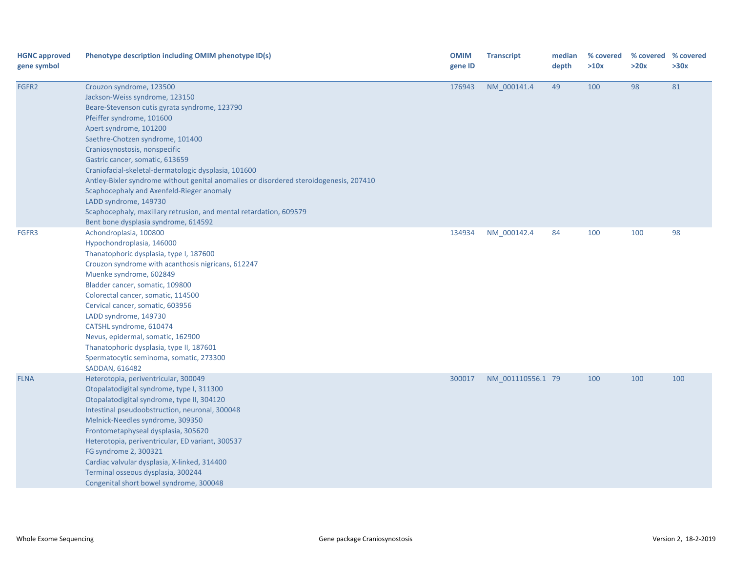| HGNC approved gene symbol | Phenotype description including OMIM phenotype ID(s) | OMIM gene ID | Transcript | median depth | % covered >10x | % covered >20x | % covered >30x |
|---|---|---|---|---|---|---|---|
| FGFR2 | Crouzon syndrome, 123500<br>Jackson-Weiss syndrome, 123150<br>Beare-Stevenson cutis gyrata syndrome, 123790<br>Pfeiffer syndrome, 101600<br>Apert syndrome, 101200<br>Saethre-Chotzen syndrome, 101400<br>Craniosynostosis, nonspecific<br>Gastric cancer, somatic, 613659<br>Craniofacial-skeletal-dermatologic dysplasia, 101600<br>Antley-Bixler syndrome without genital anomalies or disordered steroidogenesis, 207410<br>Scaphocephaly and Axenfeld-Rieger anomaly<br>LADD syndrome, 149730<br>Scaphocephaly, maxillary retrusion, and mental retardation, 609579<br>Bent bone dysplasia syndrome, 614592 | 176943 | NM_000141.4 | 49 | 100 | 98 | 81 |
| FGFR3 | Achondroplasia, 100800<br>Hypochondroplasia, 146000<br>Thanatophoric dysplasia, type I, 187600<br>Crouzon syndrome with acanthosis nigricans, 612247<br>Muenke syndrome, 602849<br>Bladder cancer, somatic, 109800<br>Colorectal cancer, somatic, 114500<br>Cervical cancer, somatic, 603956<br>LADD syndrome, 149730<br>CATSHL syndrome, 610474<br>Nevus, epidermal, somatic, 162900<br>Thanatophoric dysplasia, type II, 187601<br>Spermatocytic seminoma, somatic, 273300<br>SADDAN, 616482 | 134934 | NM_000142.4 | 84 | 100 | 100 | 98 |
| FLNA | Heterotopia, periventricular, 300049<br>Otopalatodigital syndrome, type I, 311300<br>Otopalatodigital syndrome, type II, 304120<br>Intestinal pseudoobstruction, neuronal, 300048<br>Melnick-Needles syndrome, 309350<br>Frontometaphyseal dysplasia, 305620<br>Heterotopia, periventricular, ED variant, 300537<br>FG syndrome 2, 300321<br>Cardiac valvular dysplasia, X-linked, 314400<br>Terminal osseous dysplasia, 300244<br>Congenital short bowel syndrome, 300048 | 300017 | NM_001110556.1 | 79 | 100 | 100 | 100 |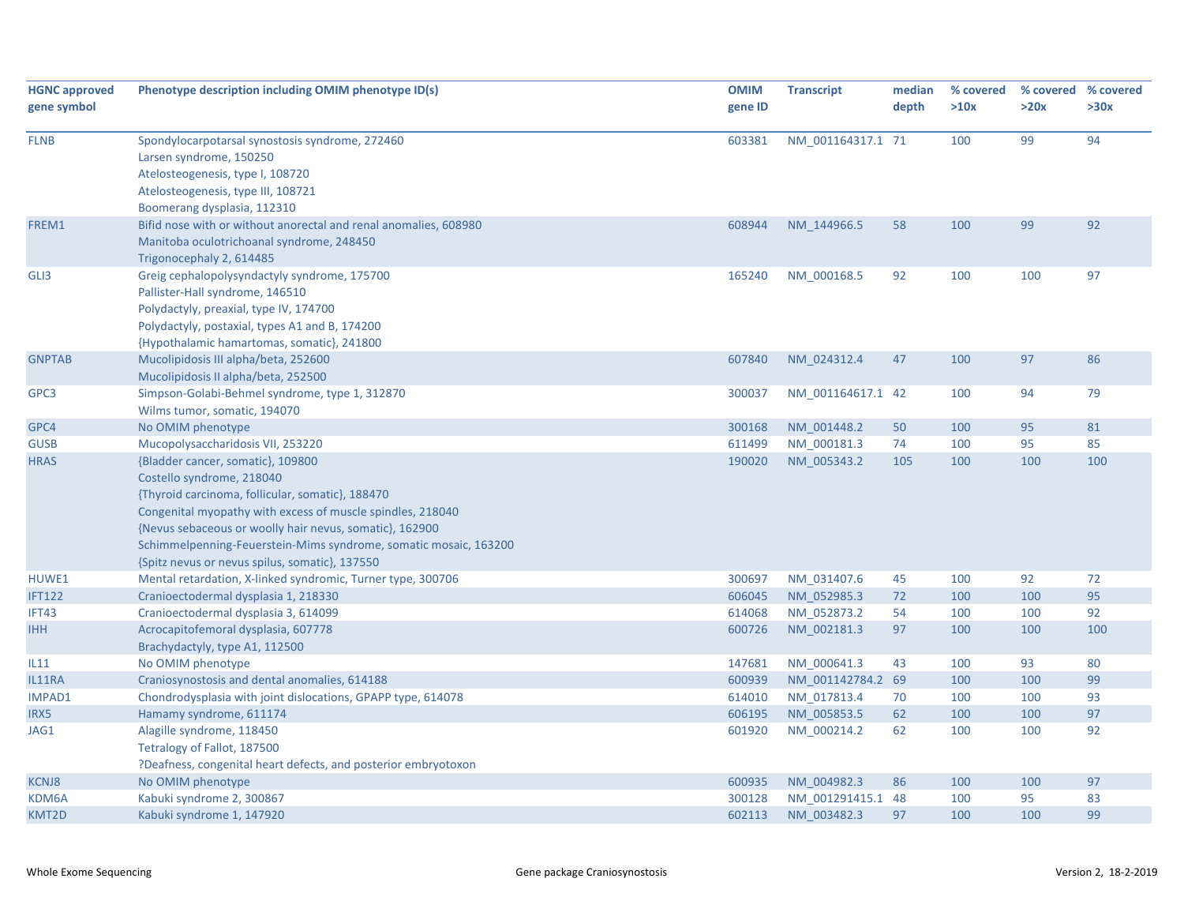| HGNC approved gene symbol | Phenotype description including OMIM phenotype ID(s) | OMIM gene ID | Transcript | median depth | % covered >10x | % covered >20x | % covered >30x |
|---|---|---|---|---|---|---|---|
| FLNB | Spondylocarpotarsal synostosis syndrome, 272460<br>Larsen syndrome, 150250<br>Atelosteogenesis, type I, 108720<br>Atelosteogenesis, type III, 108721<br>Boomerang dysplasia, 112310 | 603381 | NM_001164317.1 | 71 | 100 | 99 | 94 |
| FREM1 | Bifid nose with or without anorectal and renal anomalies, 608980<br>Manitoba oculotrichoanal syndrome, 248450<br>Trigonocephaly 2, 614485 | 608944 | NM_144966.5 | 58 | 100 | 99 | 92 |
| GLI3 | Greig cephalopolysyndactyly syndrome, 175700<br>Pallister-Hall syndrome, 146510<br>Polydactyly, preaxial, type IV, 174700<br>Polydactyly, postaxial, types A1 and B, 174200<br>{Hypothalamic hamartomas, somatic}, 241800 | 165240 | NM_000168.5 | 92 | 100 | 100 | 97 |
| GNPTAB | Mucolipidosis III alpha/beta, 252600<br>Mucolipidosis II alpha/beta, 252500 | 607840 | NM_024312.4 | 47 | 100 | 97 | 86 |
| GPC3 | Simpson-Golabi-Behmel syndrome, type 1, 312870<br>Wilms tumor, somatic, 194070 | 300037 | NM_001164617.1 | 42 | 100 | 94 | 79 |
| GPC4 | No OMIM phenotype | 300168 | NM_001448.2 | 50 | 100 | 95 | 81 |
| GUSB | Mucopolysaccharidosis VII, 253220 | 611499 | NM_000181.3 | 74 | 100 | 95 | 85 |
| HRAS | {Bladder cancer, somatic}, 109800<br>Costello syndrome, 218040<br>{Thyroid carcinoma, follicular, somatic}, 188470<br>Congenital myopathy with excess of muscle spindles, 218040<br>{Nevus sebaceous or woolly hair nevus, somatic}, 162900<br>Schimmelpenning-Feuerstein-Mims syndrome, somatic mosaic, 163200<br>{Spitz nevus or nevus spilus, somatic}, 137550 | 190020 | NM_005343.2 | 105 | 100 | 100 | 100 |
| HUWE1 | Mental retardation, X-linked syndromic, Turner type, 300706 | 300697 | NM_031407.6 | 45 | 100 | 92 | 72 |
| IFT122 | Cranioectodermal dysplasia 1, 218330 | 606045 | NM_052985.3 | 72 | 100 | 100 | 95 |
| IFT43 | Cranioectodermal dysplasia 3, 614099 | 614068 | NM_052873.2 | 54 | 100 | 100 | 92 |
| IHH | Acrocapitofemoral dysplasia, 607778<br>Brachydactyly, type A1, 112500 | 600726 | NM_002181.3 | 97 | 100 | 100 | 100 |
| IL11 | No OMIM phenotype | 147681 | NM_000641.3 | 43 | 100 | 93 | 80 |
| IL11RA | Craniosynostosis and dental anomalies, 614188 | 600939 | NM_001142784.2 | 69 | 100 | 100 | 99 |
| IMPAD1 | Chondrodysplasia with joint dislocations, GPAPP type, 614078 | 614010 | NM_017813.4 | 70 | 100 | 100 | 93 |
| IRX5 | Hamamy syndrome, 611174 | 606195 | NM_005853.5 | 62 | 100 | 100 | 97 |
| JAG1 | Alagille syndrome, 118450<br>Tetralogy of Fallot, 187500<br>?Deafness, congenital heart defects, and posterior embryotoxon | 601920 | NM_000214.2 | 62 | 100 | 100 | 92 |
| KCNJ8 | No OMIM phenotype | 600935 | NM_004982.3 | 86 | 100 | 100 | 97 |
| KDM6A | Kabuki syndrome 2, 300867 | 300128 | NM_001291415.1 | 48 | 100 | 95 | 83 |
| KMT2D | Kabuki syndrome 1, 147920 | 602113 | NM_003482.3 | 97 | 100 | 100 | 99 |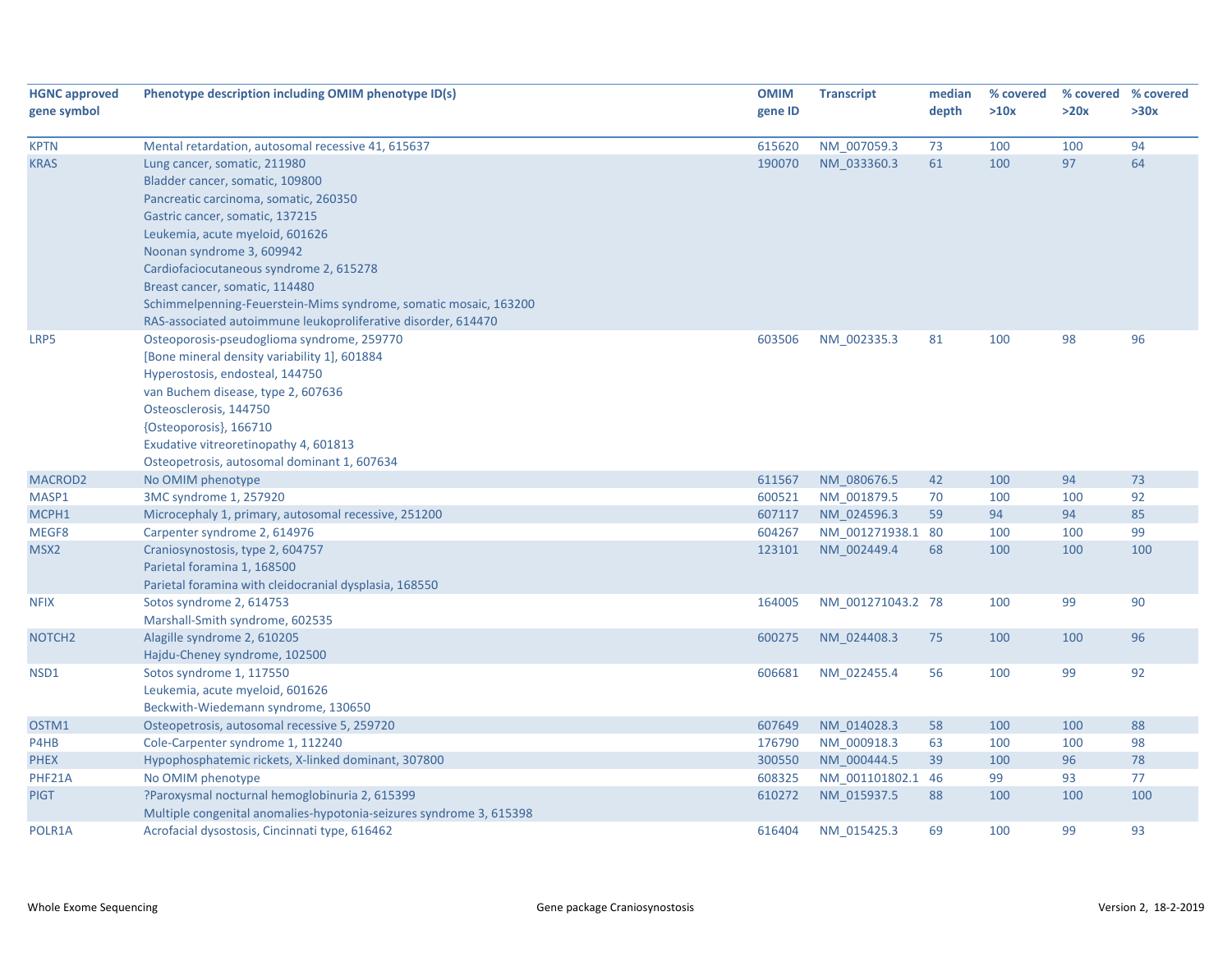| HGNC approved gene symbol | Phenotype description including OMIM phenotype ID(s) | OMIM gene ID | Transcript | median depth | % covered >10x | % covered >20x | % covered >30x |
|---|---|---|---|---|---|---|---|
| KPTN | Mental retardation, autosomal recessive 41, 615637 | 615620 | NM_007059.3 | 73 | 100 | 100 | 94 |
| KRAS | Lung cancer, somatic, 211980<br>Bladder cancer, somatic, 109800<br>Pancreatic carcinoma, somatic, 260350<br>Gastric cancer, somatic, 137215<br>Leukemia, acute myeloid, 601626<br>Noonan syndrome 3, 609942<br>Cardiofaciocutaneous syndrome 2, 615278<br>Breast cancer, somatic, 114480<br>Schimmelpenning-Feuerstein-Mims syndrome, somatic mosaic, 163200<br>RAS-associated autoimmune leukoproliferative disorder, 614470 | 190070 | NM_033360.3 | 61 | 100 | 97 | 64 |
| LRP5 | Osteoporosis-pseudoglioma syndrome, 259770<br>[Bone mineral density variability 1], 601884<br>Hyperostosis, endosteal, 144750<br>van Buchem disease, type 2, 607636<br>Osteosclerosis, 144750<br>{Osteoporosis}, 166710<br>Exudative vitreoretinopathy 4, 601813<br>Osteopetrosis, autosomal dominant 1, 607634 | 603506 | NM_002335.3 | 81 | 100 | 98 | 96 |
| MACROD2 | No OMIM phenotype | 611567 | NM_080676.5 | 42 | 100 | 94 | 73 |
| MASP1 | 3MC syndrome 1, 257920 | 600521 | NM_001879.5 | 70 | 100 | 100 | 92 |
| MCPH1 | Microcephaly 1, primary, autosomal recessive, 251200 | 607117 | NM_024596.3 | 59 | 94 | 94 | 85 |
| MEGF8 | Carpenter syndrome 2, 614976 | 604267 | NM_001271938.1 | 80 | 100 | 100 | 99 |
| MSX2 | Craniosynostosis, type 2, 604757<br>Parietal foramina 1, 168500<br>Parietal foramina with cleidocranial dysplasia, 168550 | 123101 | NM_002449.4 | 68 | 100 | 100 | 100 |
| NFIX | Sotos syndrome 2, 614753<br>Marshall-Smith syndrome, 602535 | 164005 | NM_001271043.2 | 78 | 100 | 99 | 90 |
| NOTCH2 | Alagille syndrome 2, 610205<br>Hajdu-Cheney syndrome, 102500 | 600275 | NM_024408.3 | 75 | 100 | 100 | 96 |
| NSD1 | Sotos syndrome 1, 117550<br>Leukemia, acute myeloid, 601626<br>Beckwith-Wiedemann syndrome, 130650 | 606681 | NM_022455.4 | 56 | 100 | 99 | 92 |
| OSTM1 | Osteopetrosis, autosomal recessive 5, 259720 | 607649 | NM_014028.3 | 58 | 100 | 100 | 88 |
| P4HB | Cole-Carpenter syndrome 1, 112240 | 176790 | NM_000918.3 | 63 | 100 | 100 | 98 |
| PHEX | Hypophosphatemic rickets, X-linked dominant, 307800 | 300550 | NM_000444.5 | 39 | 100 | 96 | 78 |
| PHF21A | No OMIM phenotype | 608325 | NM_001101802.1 | 46 | 99 | 93 | 77 |
| PIGT | ?Paroxysmal nocturnal hemoglobinuria 2, 615399<br>Multiple congenital anomalies-hypotonia-seizures syndrome 3, 615398 | 610272 | NM_015937.5 | 88 | 100 | 100 | 100 |
| POLR1A | Acrofacial dysostosis, Cincinnati type, 616462 | 616404 | NM_015425.3 | 69 | 100 | 99 | 93 |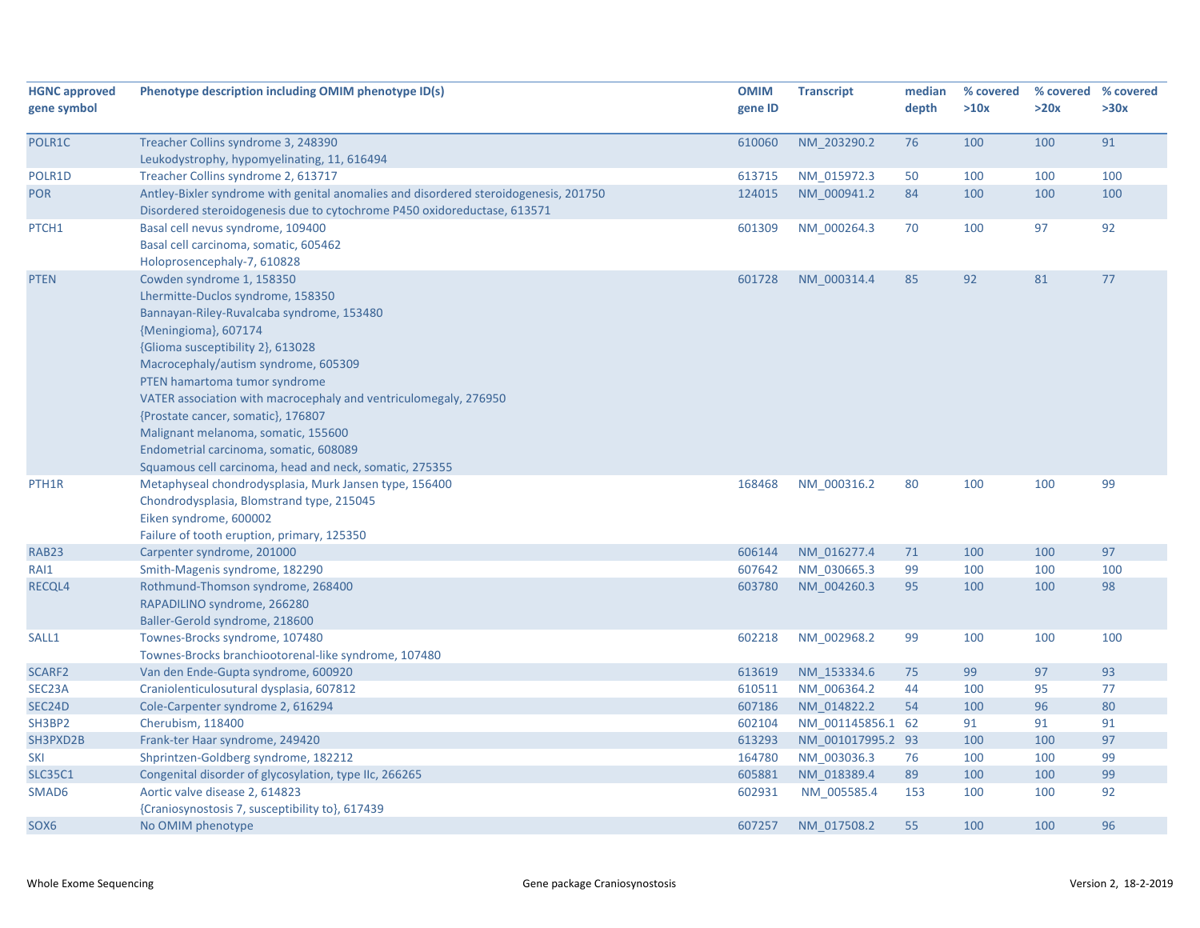| HGNC approved gene symbol | Phenotype description including OMIM phenotype ID(s) | OMIM gene ID | Transcript | median depth | % covered >10x | % covered >20x | % covered >30x |
|---|---|---|---|---|---|---|---|
| POLR1C | Treacher Collins syndrome 3, 248390<br>Leukodystrophy, hypomyelinating, 11, 616494 | 610060 | NM_203290.2 | 76 | 100 | 100 | 91 |
| POLR1D | Treacher Collins syndrome 2, 613717 | 613715 | NM_015972.3 | 50 | 100 | 100 | 100 |
| POR | Antley-Bixler syndrome with genital anomalies and disordered steroidogenesis, 201750<br>Disordered steroidogenesis due to cytochrome P450 oxidoreductase, 613571 | 124015 | NM_000941.2 | 84 | 100 | 100 | 100 |
| PTCH1 | Basal cell nevus syndrome, 109400<br>Basal cell carcinoma, somatic, 605462<br>Holoprosencephaly-7, 610828 | 601309 | NM_000264.3 | 70 | 100 | 97 | 92 |
| PTEN | Cowden syndrome 1, 158350<br>Lhermitte-Duclos syndrome, 158350<br>Bannayan-Riley-Ruvalcaba syndrome, 153480<br>{Meningioma}, 607174<br>{Glioma susceptibility 2}, 613028<br>Macrocephaly/autism syndrome, 605309<br>PTEN hamartoma tumor syndrome<br>VATER association with macrocephaly and ventriculomegaly, 276950<br>{Prostate cancer, somatic}, 176807<br>Malignant melanoma, somatic, 155600<br>Endometrial carcinoma, somatic, 608089<br>Squamous cell carcinoma, head and neck, somatic, 275355 | 601728 | NM_000314.4 | 85 | 92 | 81 | 77 |
| PTH1R | Metaphyseal chondrodysplasia, Murk Jansen type, 156400<br>Chondrodysplasia, Blomstrand type, 215045<br>Eiken syndrome, 600002<br>Failure of tooth eruption, primary, 125350 | 168468 | NM_000316.2 | 80 | 100 | 100 | 99 |
| RAB23 | Carpenter syndrome, 201000 | 606144 | NM_016277.4 | 71 | 100 | 100 | 97 |
| RAI1 | Smith-Magenis syndrome, 182290 | 607642 | NM_030665.3 | 99 | 100 | 100 | 100 |
| RECQL4 | Rothmund-Thomson syndrome, 268400<br>RAPADILINO syndrome, 266280<br>Baller-Gerold syndrome, 218600 | 603780 | NM_004260.3 | 95 | 100 | 100 | 98 |
| SALL1 | Townes-Brocks syndrome, 107480<br>Townes-Brocks branchiootorenal-like syndrome, 107480 | 602218 | NM_002968.2 | 99 | 100 | 100 | 100 |
| SCARF2 | Van den Ende-Gupta syndrome, 600920 | 613619 | NM_153334.6 | 75 | 99 | 97 | 93 |
| SEC23A | Craniolenticulosutural dysplasia, 607812 | 610511 | NM_006364.2 | 44 | 100 | 95 | 77 |
| SEC24D | Cole-Carpenter syndrome 2, 616294 | 607186 | NM_014822.2 | 54 | 100 | 96 | 80 |
| SH3BP2 | Cherubism, 118400 | 602104 | NM_001145856.1 | 62 | 91 | 91 | 91 |
| SH3PXD2B | Frank-ter Haar syndrome, 249420 | 613293 | NM_001017995.2 | 93 | 100 | 100 | 97 |
| SKI | Shprintzen-Goldberg syndrome, 182212 | 164780 | NM_003036.3 | 76 | 100 | 100 | 99 |
| SLC35C1 | Congenital disorder of glycosylation, type IIc, 266265 | 605881 | NM_018389.4 | 89 | 100 | 100 | 99 |
| SMAD6 | Aortic valve disease 2, 614823<br>{Craniosynostosis 7, susceptibility to}, 617439 | 602931 | NM_005585.4 | 153 | 100 | 100 | 92 |
| SOX6 | No OMIM phenotype | 607257 | NM_017508.2 | 55 | 100 | 100 | 96 |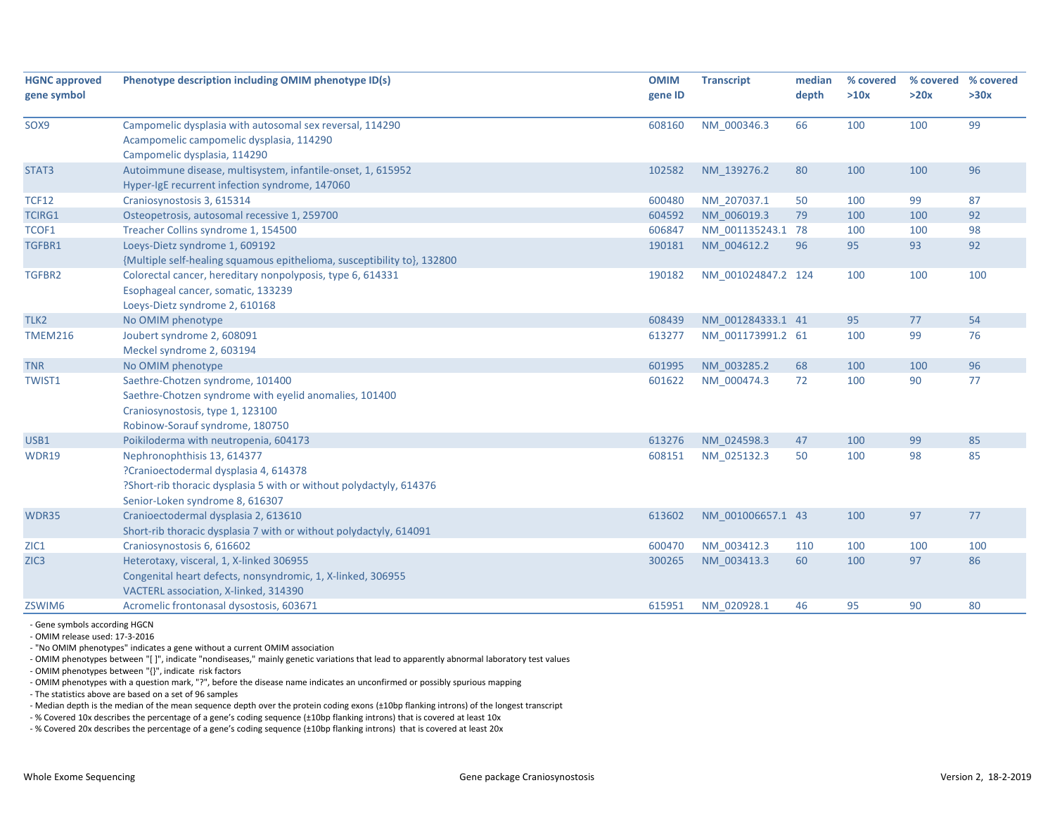| HGNC approved gene symbol | Phenotype description including OMIM phenotype ID(s) | OMIM gene ID | Transcript | median depth | % covered >10x | % covered >20x | % covered >30x |
|---|---|---|---|---|---|---|---|
| SOX9 | Campomelic dysplasia with autosomal sex reversal, 114290<br>Acampomelic campomelic dysplasia, 114290<br>Campomelic dysplasia, 114290 | 608160 | NM_000346.3 | 66 | 100 | 100 | 99 |
| STAT3 | Autoimmune disease, multisystem, infantile-onset, 1, 615952<br>Hyper-IgE recurrent infection syndrome, 147060 | 102582 | NM_139276.2 | 80 | 100 | 100 | 96 |
| TCF12 | Craniosynostosis 3, 615314 | 600480 | NM_207037.1 | 50 | 100 | 99 | 87 |
| TCIRG1 | Osteopetrosis, autosomal recessive 1, 259700 | 604592 | NM_006019.3 | 79 | 100 | 100 | 92 |
| TCOF1 | Treacher Collins syndrome 1, 154500 | 606847 | NM_001135243.1 | 78 | 100 | 100 | 98 |
| TGFBR1 | Loeys-Dietz syndrome 1, 609192<br>{Multiple self-healing squamous epithelioma, susceptibility to}, 132800 | 190181 | NM_004612.2 | 96 | 95 | 93 | 92 |
| TGFBR2 | Colorectal cancer, hereditary nonpolyposis, type 6, 614331<br>Esophageal cancer, somatic, 133239<br>Loeys-Dietz syndrome 2, 610168 | 190182 | NM_001024847.2 | 124 | 100 | 100 | 100 |
| TLK2 | No OMIM phenotype | 608439 | NM_001284333.1 | 41 | 95 | 77 | 54 |
| TMEM216 | Joubert syndrome 2, 608091<br>Meckel syndrome 2, 603194 | 613277 | NM_001173991.2 | 61 | 100 | 99 | 76 |
| TNR | No OMIM phenotype | 601995 | NM_003285.2 | 68 | 100 | 100 | 96 |
| TWIST1 | Saethre-Chotzen syndrome, 101400<br>Saethre-Chotzen syndrome with eyelid anomalies, 101400<br>Craniosynostosis, type 1, 123100<br>Robinow-Sorauf syndrome, 180750 | 601622 | NM_000474.3 | 72 | 100 | 90 | 77 |
| USB1 | Poikiloderma with neutropenia, 604173 | 613276 | NM_024598.3 | 47 | 100 | 99 | 85 |
| WDR19 | Nephronophthisis 13, 614377<br>?Cranioectodermal dysplasia 4, 614378<br>?Short-rib thoracic dysplasia 5 with or without polydactyly, 614376<br>Senior-Loken syndrome 8, 616307 | 608151 | NM_025132.3 | 50 | 100 | 98 | 85 |
| WDR35 | Cranioectodermal dysplasia 2, 613610<br>Short-rib thoracic dysplasia 7 with or without polydactyly, 614091 | 613602 | NM_001006657.1 | 43 | 100 | 97 | 77 |
| ZIC1 | Craniosynostosis 6, 616602 | 600470 | NM_003412.3 | 110 | 100 | 100 | 100 |
| ZIC3 | Heterotaxy, visceral, 1, X-linked 306955<br>Congenital heart defects, nonsyndromic, 1, X-linked, 306955<br>VACTERL association, X-linked, 314390 | 300265 | NM_003413.3 | 60 | 100 | 97 | 86 |
| ZSWIM6 | Acromelic frontonasal dysostosis, 603671 | 615951 | NM_020928.1 | 46 | 95 | 90 | 80 |

- Gene symbols according HGCN
- OMIM release used: 17-3-2016
- "No OMIM phenotypes" indicates a gene without a current OMIM association
- OMIM phenotypes between "[ ]", indicate "nondiseases," mainly genetic variations that lead to apparently abnormal laboratory test values
- OMIM phenotypes between "{}", indicate risk factors
- OMIM phenotypes with a question mark, "?", before the disease name indicates an unconfirmed or possibly spurious mapping
- The statistics above are based on a set of 96 samples
- Median depth is the median of the mean sequence depth over the protein coding exons (±10bp flanking introns) of the longest transcript
- % Covered 10x describes the percentage of a gene's coding sequence (±10bp flanking introns) that is covered at least 10x
- % Covered 20x describes the percentage of a gene's coding sequence (±10bp flanking introns) that is covered at least 20x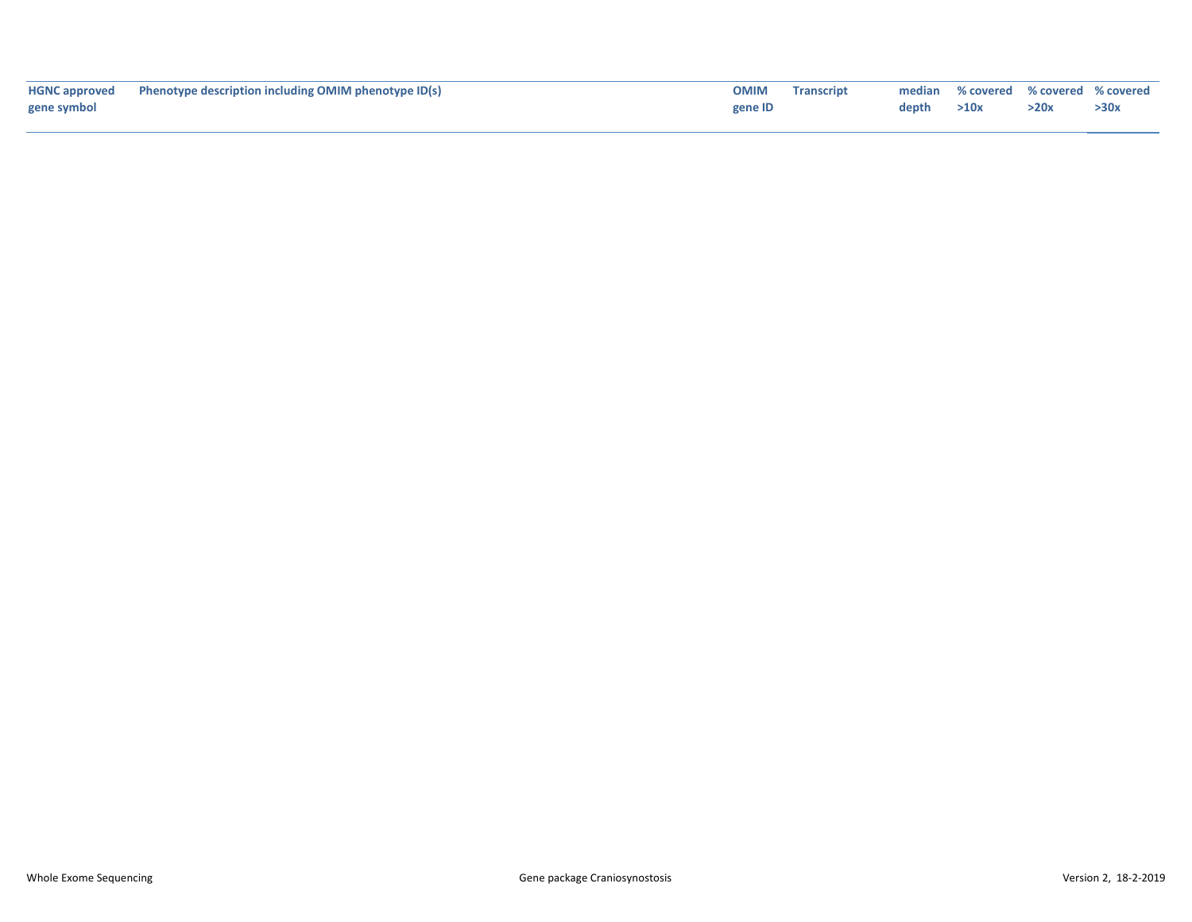| HGNC approved gene symbol | Phenotype description including OMIM phenotype ID(s) | OMIM gene ID | Transcript | median depth | % covered >10x | % covered >20x | % covered >30x |
|---|---|---|---|---|---|---|---|